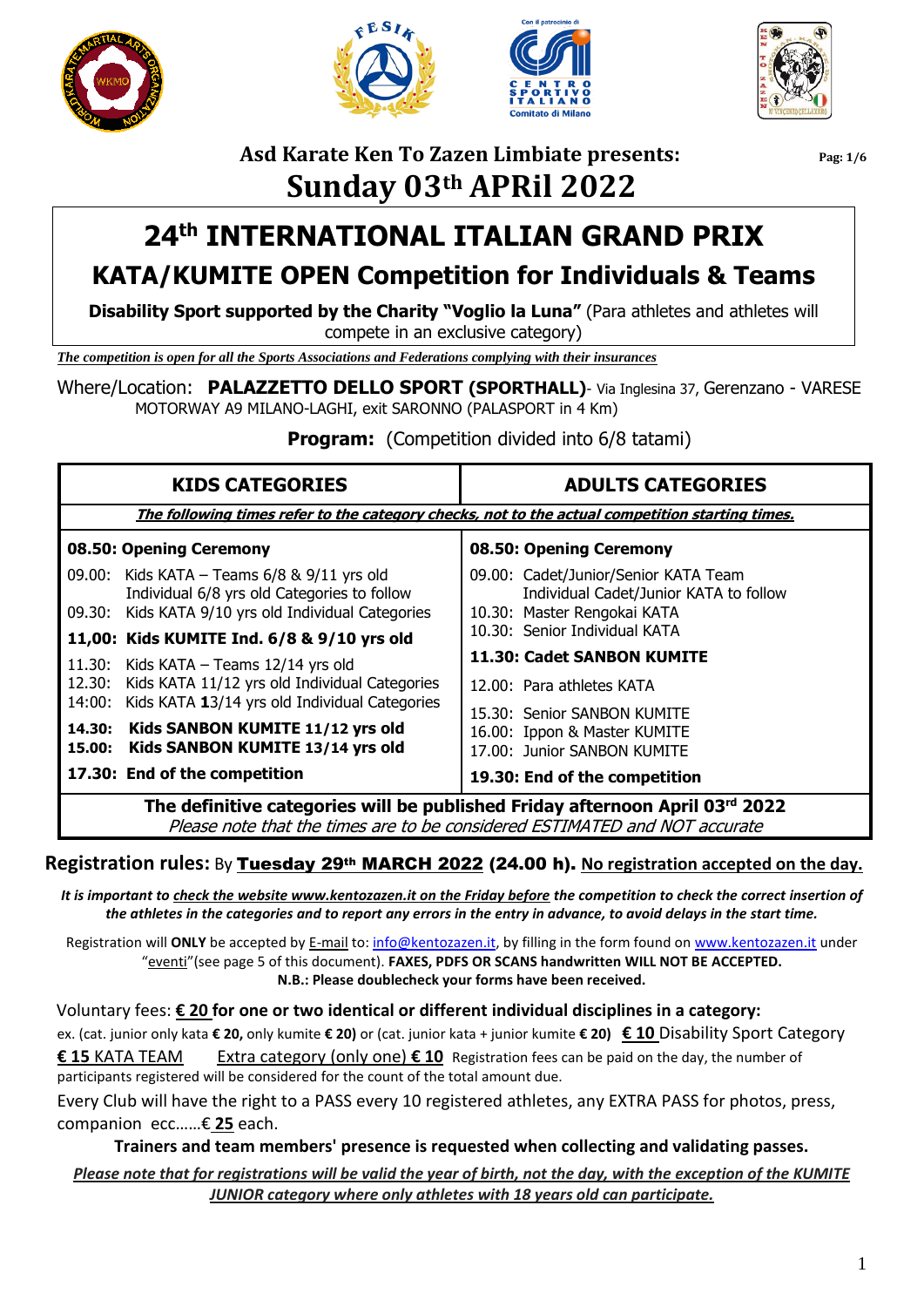### Asd Karate Ken To Zazen Limbiate presents:

## Sunday 03th APRil 2022

# 24th INTERNATIONAL ITALIAN GRAND PRIX

## KATA/KUMITE OPEN Competition for Individuals & Teams

**Disability Sport supported by the Charity "Voglio la Luna"** (Para athletes and athletes will compete in an exclusive category)

***The competition is open for all the Sports Associations and Federations complying with their insurances***

Where/Location: **PALAZZETTO DELLO SPORT (SPORTHALL)**- Via Inglesina 37, Gerenzano - VARESE
MOTORWAY A9 MILANO-LAGHI, exit SARONNO (PALASPORT in 4 Km)

**Program:** (Competition divided into 6/8 tatami)

| KIDS CATEGORIES | ADULTS CATEGORIES |
|---|---|
| ***The following times refer to the category checks, not to the actual competition starting times.*** | |
| **08.50: Opening Ceremony** | **08.50: Opening Ceremony** |
| 09.00: Kids KATA – Teams 6/8 & 9/11 yrs old Individual 6/8 yrs old Categories to follow | 09.00: Cadet/Junior/Senior KATA Team Individual Cadet/Junior KATA to follow |
| 09.30: Kids KATA 9/10 yrs old Individual Categories | 10.30: Master Rengokai KATA |
| **11,00: Kids KUMITE Ind. 6/8 & 9/10 yrs old** | 10.30: Senior Individual KATA |
| 11.30: Kids KATA – Teams 12/14 yrs old | **11.30: Cadet SANBON KUMITE** |
| 12.30: Kids KATA 11/12 yrs old Individual Categories | 12.00: Para athletes KATA |
| 14:00: Kids KATA **1**3/14 yrs old Individual Categories | 15.30: Senior SANBON KUMITE |
| **14.30: Kids SANBON KUMITE 11/12 yrs old** | 16.00: Ippon & Master KUMITE |
| **15.00: Kids SANBON KUMITE 13/14 yrs old** | 17.00: Junior SANBON KUMITE |
| **17.30: End of the competition** | **19.30: End of the competition** |
| **The definitive categories will be published Friday afternoon April 03rd 2022** *Please note that the times are to be considered ESTIMATED and NOT accurate* | |

**Registration rules:** By **Tuesday 29th MARCH 2022 (24.00 h).** **No registration accepted on the day.**

***It is important to check the website www.kentozazen.it on the Friday before the competition to check the correct insertion of the athletes in the categories and to report any errors in the entry in advance, to avoid delays in the start time.***

Registration will **ONLY** be accepted by E-mail to: info@kentozazen.it, by filling in the form found on www.kentozazen.it under "eventi"(see page 5 of this document). **FAXES, PDFS OR SCANS handwritten WILL NOT BE ACCEPTED.**
**N.B.: Please doublecheck your forms have been received.**

Voluntary fees: **€ 20 for one or two identical or different individual disciplines in a category:**
ex. (cat. junior only kata **€ 20,** only kumite **€ 20)** or (cat. junior kata + junior kumite **€ 20)** **€ 10** Disability Sport Category
**€ 15** KATA TEAM   Extra category (only one) **€ 10** Registration fees can be paid on the day, the number of participants registered will be considered for the count of the total amount due.

Every Club will have the right to a PASS every 10 registered athletes, any EXTRA PASS for photos, press, companion ecc……€ **25** each.

**Trainers and team members' presence is requested when collecting and validating passes.**

***Please note that for registrations will be valid the year of birth, not the day, with the exception of the KUMITE JUNIOR category where only athletes with 18 years old can participate.***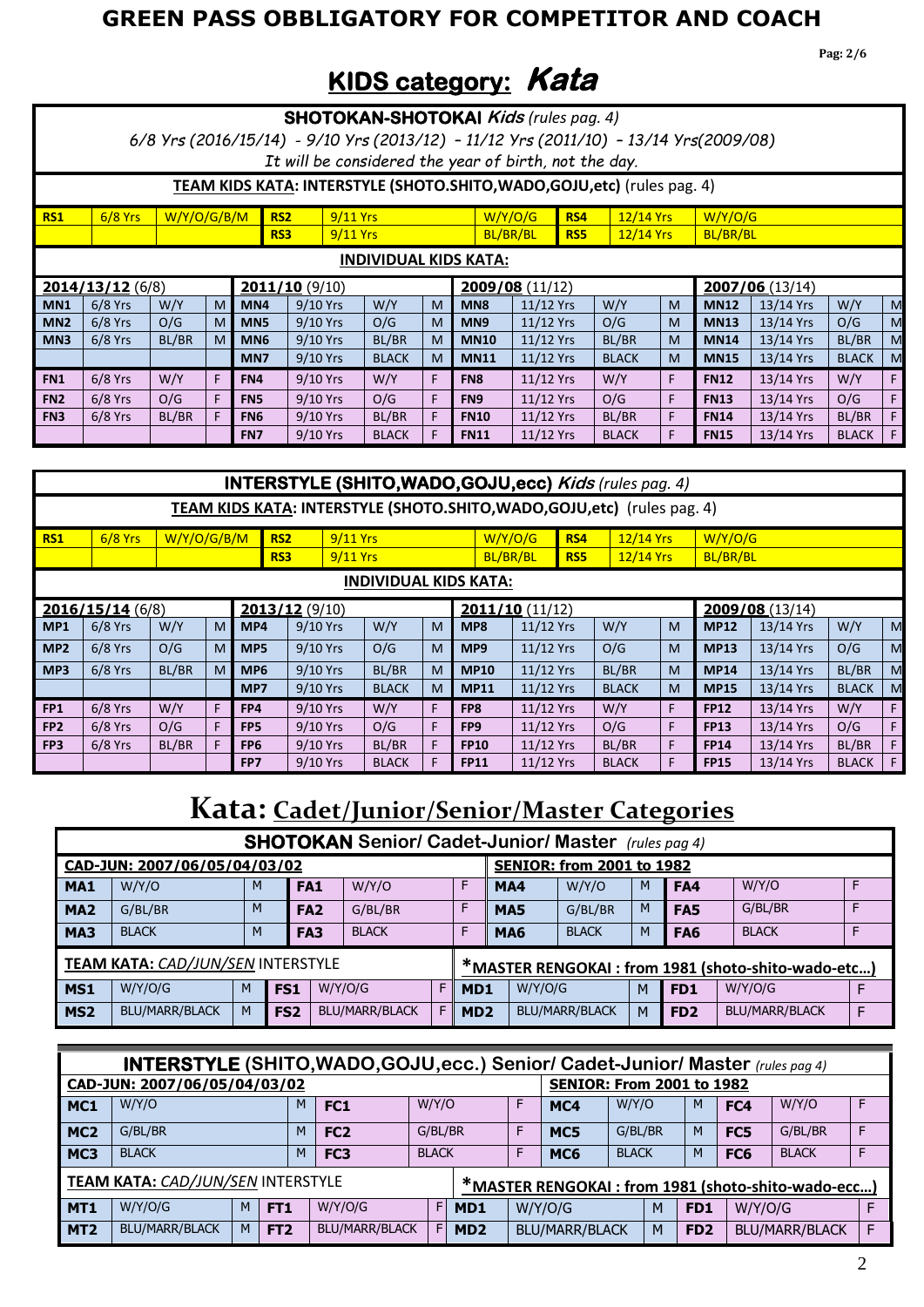# GREEN PASS OBBLIGATORY FOR COMPETITOR AND COACH

## KIDS category: *Kata*

### SHOTOKAN-SHOTOKAI *Kids (rules pag. 4)*

*6/8 Yrs (2016/15/14) - 9/10 Yrs (2013/12) – 11/12 Yrs (2011/10) – 13/14 Yrs(2009/08)*

*It will be considered the year of birth, not the day.*

**TEAM KIDS KATA: INTERSTYLE (SHOTO.SHITO,WADO,GOJU,etc)** (rules pag. 4)

| RS1 | 6/8 Yrs | W/Y/O/G/B/M | RS2 | 9/11 Yrs | W/Y/O/G | RS4 | 12/14 Yrs | W/Y/O/G |
|---|---|---|---|---|---|---|---|---|
| | | | RS3 | 9/11 Yrs | BL/BR/BL | RS5 | 12/14 Yrs | BL/BR/BL |

**INDIVIDUAL KIDS KATA:**

| 2014/13/12 (6/8) | | | | 2011/10 (9/10) | | | | 2009/08 (11/12) | | | | 2007/06 (13/14) | | | |
|---|---|---|---|---|---|---|---|---|---|---|---|---|---|---|---|
| MN1 | 6/8 Yrs | W/Y | M | MN4 | 9/10 Yrs | W/Y | M | MN8 | 11/12 Yrs | W/Y | M | MN12 | 13/14 Yrs | W/Y | M |
| MN2 | 6/8 Yrs | O/G | M | MN5 | 9/10 Yrs | O/G | M | MN9 | 11/12 Yrs | O/G | M | MN13 | 13/14 Yrs | O/G | M |
| MN3 | 6/8 Yrs | BL/BR | M | MN6 | 9/10 Yrs | BL/BR | M | MN10 | 11/12 Yrs | BL/BR | M | MN14 | 13/14 Yrs | BL/BR | M |
| | | | | MN7 | 9/10 Yrs | BLACK | M | MN11 | 11/12 Yrs | BLACK | M | MN15 | 13/14 Yrs | BLACK | M |
| FN1 | 6/8 Yrs | W/Y | F | FN4 | 9/10 Yrs | W/Y | F | FN8 | 11/12 Yrs | W/Y | F | FN12 | 13/14 Yrs | W/Y | F |
| FN2 | 6/8 Yrs | O/G | F | FN5 | 9/10 Yrs | O/G | F | FN9 | 11/12 Yrs | O/G | F | FN13 | 13/14 Yrs | O/G | F |
| FN3 | 6/8 Yrs | BL/BR | F | FN6 | 9/10 Yrs | BL/BR | F | FN10 | 11/12 Yrs | BL/BR | F | FN14 | 13/14 Yrs | BL/BR | F |
| | | | | FN7 | 9/10 Yrs | BLACK | F | FN11 | 11/12 Yrs | BLACK | F | FN15 | 13/14 Yrs | BLACK | F |

### INTERSTYLE (SHITO,WADO,GOJU,ecc) *Kids (rules pag. 4)*

**TEAM KIDS KATA: INTERSTYLE (SHOTO.SHITO,WADO,GOJU,etc)** (rules pag. 4)

| RS1 | 6/8 Yrs | W/Y/O/G/B/M | RS2 | 9/11 Yrs | W/Y/O/G | RS4 | 12/14 Yrs | W/Y/O/G |
|---|---|---|---|---|---|---|---|---|
| | | | RS3 | 9/11 Yrs | BL/BR/BL | RS5 | 12/14 Yrs | BL/BR/BL |

**INDIVIDUAL KIDS KATA:**

| 2016/15/14 (6/8) | | | | 2013/12 (9/10) | | | | 2011/10 (11/12) | | | | 2009/08 (13/14) | | | |
|---|---|---|---|---|---|---|---|---|---|---|---|---|---|---|---|
| MP1 | 6/8 Yrs | W/Y | M | MP4 | 9/10 Yrs | W/Y | M | MP8 | 11/12 Yrs | W/Y | M | MP12 | 13/14 Yrs | W/Y | M |
| MP2 | 6/8 Yrs | O/G | M | MP5 | 9/10 Yrs | O/G | M | MP9 | 11/12 Yrs | O/G | M | MP13 | 13/14 Yrs | O/G | M |
| MP3 | 6/8 Yrs | BL/BR | M | MP6 | 9/10 Yrs | BL/BR | M | MP10 | 11/12 Yrs | BL/BR | M | MP14 | 13/14 Yrs | BL/BR | M |
| | | | | MP7 | 9/10 Yrs | BLACK | M | MP11 | 11/12 Yrs | BLACK | M | MP15 | 13/14 Yrs | BLACK | M |
| FP1 | 6/8 Yrs | W/Y | F | FP4 | 9/10 Yrs | W/Y | F | FP8 | 11/12 Yrs | W/Y | F | FP12 | 13/14 Yrs | W/Y | F |
| FP2 | 6/8 Yrs | O/G | F | FP5 | 9/10 Yrs | O/G | F | FP9 | 11/12 Yrs | O/G | F | FP13 | 13/14 Yrs | O/G | F |
| FP3 | 6/8 Yrs | BL/BR | F | FP6 | 9/10 Yrs | BL/BR | F | FP10 | 11/12 Yrs | BL/BR | F | FP14 | 13/14 Yrs | BL/BR | F |
| | | | | FP7 | 9/10 Yrs | BLACK | F | FP11 | 11/12 Yrs | BLACK | F | FP15 | 13/14 Yrs | BLACK | F |

## Kata: Cadet/Junior/Senior/Master Categories

### SHOTOKAN Senior/ Cadet-Junior/ Master *(rules pag 4)*

| CAD-JUN: 2007/06/05/04/03/02 | | | | | | SENIOR: from 2001 to 1982 | | | | | |
|---|---|---|---|---|---|---|---|---|---|---|---|
| MA1 | W/Y/O | M | FA1 | W/Y/O | F | MA4 | W/Y/O | M | FA4 | W/Y/O | F |
| MA2 | G/BL/BR | M | FA2 | G/BL/BR | F | MA5 | G/BL/BR | M | FA5 | G/BL/BR | F |
| MA3 | BLACK | M | FA3 | BLACK | F | MA6 | BLACK | M | FA6 | BLACK | F |

| TEAM KATA: CAD/JUN/SEN INTERSTYLE | | | | | | *MASTER RENGOKAI : from 1981 (shoto-shito-wado-etc…) | | | | | |
|---|---|---|---|---|---|---|---|---|---|---|---|
| MS1 | W/Y/O/G | M | FS1 | W/Y/O/G | F | MD1 | W/Y/O/G | M | FD1 | W/Y/O/G | F |
| MS2 | BLU/MARR/BLACK | M | FS2 | BLU/MARR/BLACK | F | MD2 | BLU/MARR/BLACK | M | FD2 | BLU/MARR/BLACK | F |

### INTERSTYLE (SHITO,WADO,GOJU,ecc.) Senior/ Cadet-Junior/ Master *(rules pag 4)*

| CAD-JUN: 2007/06/05/04/03/02 | | | | | | SENIOR: From 2001 to 1982 | | | | | |
|---|---|---|---|---|---|---|---|---|---|---|---|
| MC1 | W/Y/O | M | FC1 | W/Y/O | F | MC4 | W/Y/O | M | FC4 | W/Y/O | F |
| MC2 | G/BL/BR | M | FC2 | G/BL/BR | F | MC5 | G/BL/BR | M | FC5 | G/BL/BR | F |
| MC3 | BLACK | M | FC3 | BLACK | F | MC6 | BLACK | M | FC6 | BLACK | F |

| TEAM KATA: CAD/JUN/SEN INTERSTYLE | | | | | | *MASTER RENGOKAI : from 1981 (shoto-shito-wado-ecc…) | | | | | |
|---|---|---|---|---|---|---|---|---|---|---|---|
| MT1 | W/Y/O/G | M | FT1 | W/Y/O/G | F | MD1 | W/Y/O/G | M | FD1 | W/Y/O/G | F |
| MT2 | BLU/MARR/BLACK | M | FT2 | BLU/MARR/BLACK | F | MD2 | BLU/MARR/BLACK | M | FD2 | BLU/MARR/BLACK | F |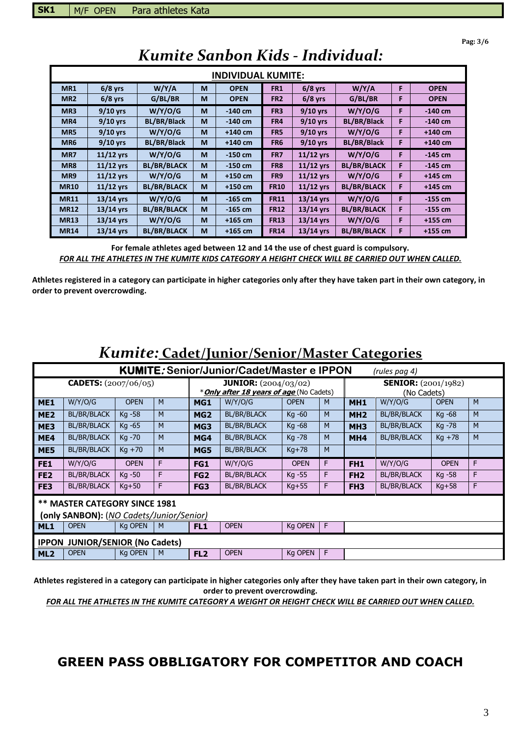| SK1 | M/F OPEN | Para athletes Kata |
|---|---|---|

# *Kumite Sanbon Kids - Individual:*

| INDIVIDUAL KUMITE: | | | | | | | | | |
|---|---|---|---|---|---|---|---|---|---|
| MR1 | 6/8 yrs | W/Y/A | M | OPEN | FR1 | 6/8 yrs | W/Y/A | F | OPEN |
| MR2 | 6/8 yrs | G/BL/BR | M | OPEN | FR2 | 6/8 yrs | G/BL/BR | F | OPEN |
| MR3 | 9/10 yrs | W/Y/O/G | M | -140 cm | FR3 | 9/10 yrs | W/Y/O/G | F | -140 cm |
| MR4 | 9/10 yrs | BL/BR/Black | M | -140 cm | FR4 | 9/10 yrs | BL/BR/Black | F | -140 cm |
| MR5 | 9/10 yrs | W/Y/O/G | M | +140 cm | FR5 | 9/10 yrs | W/Y/O/G | F | +140 cm |
| MR6 | 9/10 yrs | BL/BR/Black | M | +140 cm | FR6 | 9/10 yrs | BL/BR/Black | F | +140 cm |
| MR7 | 11/12 yrs | W/Y/O/G | M | -150 cm | FR7 | 11/12 yrs | W/Y/O/G | F | -145 cm |
| MR8 | 11/12 yrs | BL/BR/BLACK | M | -150 cm | FR8 | 11/12 yrs | BL/BR/BLACK | F | -145 cm |
| MR9 | 11/12 yrs | W/Y/O/G | M | +150 cm | FR9 | 11/12 yrs | W/Y/O/G | F | +145 cm |
| MR10 | 11/12 yrs | BL/BR/BLACK | M | +150 cm | FR10 | 11/12 yrs | BL/BR/BLACK | F | +145 cm |
| MR11 | 13/14 yrs | W/Y/O/G | M | -165 cm | FR11 | 13/14 yrs | W/Y/O/G | F | -155 cm |
| MR12 | 13/14 yrs | BL/BR/BLACK | M | -165 cm | FR12 | 13/14 yrs | BL/BR/BLACK | F | -155 cm |
| MR13 | 13/14 yrs | W/Y/O/G | M | +165 cm | FR13 | 13/14 yrs | W/Y/O/G | F | +155 cm |
| MR14 | 13/14 yrs | BL/BR/BLACK | M | +165 cm | FR14 | 13/14 yrs | BL/BR/BLACK | F | +155 cm |

**For female athletes aged between 12 and 14 the use of chest guard is compulsory.**
***FOR ALL THE ATHLETES IN THE KUMITE KIDS CATEGORY A HEIGHT CHECK WILL BE CARRIED OUT WHEN CALLED.***

**Athletes registered in a category can participate in higher categories only after they have taken part in their own category, in order to prevent overcrowding.**

# *Kumite:* Cadet/Junior/Senior/Master Categories

| KUMITE: Senior/Junior/Cadet/Master e IPPON *(rules pag 4)* | | | | | | | | | | | |
|---|---|---|---|---|---|---|---|---|---|---|---|
| **CADETS:** (2007/06/05) | | | | **JUNIOR:** (2004/03/02) *Only after 18 years of age (No Cadets) | | | | **SENIOR:** (2001/1982) (No Cadets) | | | |
| ME1 | W/Y/O/G | OPEN | M | MG1 | W/Y/O/G | OPEN | M | MH1 | W/Y/O/G | OPEN | M |
| ME2 | BL/BR/BLACK | Kg -58 | M | MG2 | BL/BR/BLACK | Kg -60 | M | MH2 | BL/BR/BLACK | Kg -68 | M |
| ME3 | BL/BR/BLACK | Kg -65 | M | MG3 | BL/BR/BLACK | Kg -68 | M | MH3 | BL/BR/BLACK | Kg -78 | M |
| ME4 | BL/BR/BLACK | Kg -70 | M | MG4 | BL/BR/BLACK | Kg -78 | M | MH4 | BL/BR/BLACK | Kg +78 | M |
| ME5 | BL/BR/BLACK | Kg +70 | M | MG5 | BL/BR/BLACK | Kg+78 | M | | | | |
| FE1 | W/Y/O/G | OPEN | F | FG1 | W/Y/O/G | OPEN | F | FH1 | W/Y/O/G | OPEN | F |
| FE2 | BL/BR/BLACK | Kg -50 | F | FG2 | BL/BR/BLACK | Kg -55 | F | FH2 | BL/BR/BLACK | Kg -58 | F |
| FE3 | BL/BR/BLACK | Kg+50 | F | FG3 | BL/BR/BLACK | Kg+55 | F | FH3 | BL/BR/BLACK | Kg+58 | F |
| ** MASTER CATEGORY SINCE 1981 (only SANBON): (NO Cadets/Junior/Senior) | | | | | | | | | | | |
| ML1 | OPEN | Kg OPEN | M | FL1 | OPEN | Kg OPEN | F | | | | |
| IPPON JUNIOR/SENIOR (No Cadets) | | | | | | | | | | | |
| ML2 | OPEN | Kg OPEN | M | FL2 | OPEN | Kg OPEN | F | | | | |

**Athletes registered in a category can participate in higher categories only after they have taken part in their own category, in order to prevent overcrowding.**
***FOR ALL THE ATHLETES IN THE KUMITE CATEGORY A WEIGHT OR HEIGHT CHECK WILL BE CARRIED OUT WHEN CALLED.***

## GREEN PASS OBBLIGATORY FOR COMPETITOR AND COACH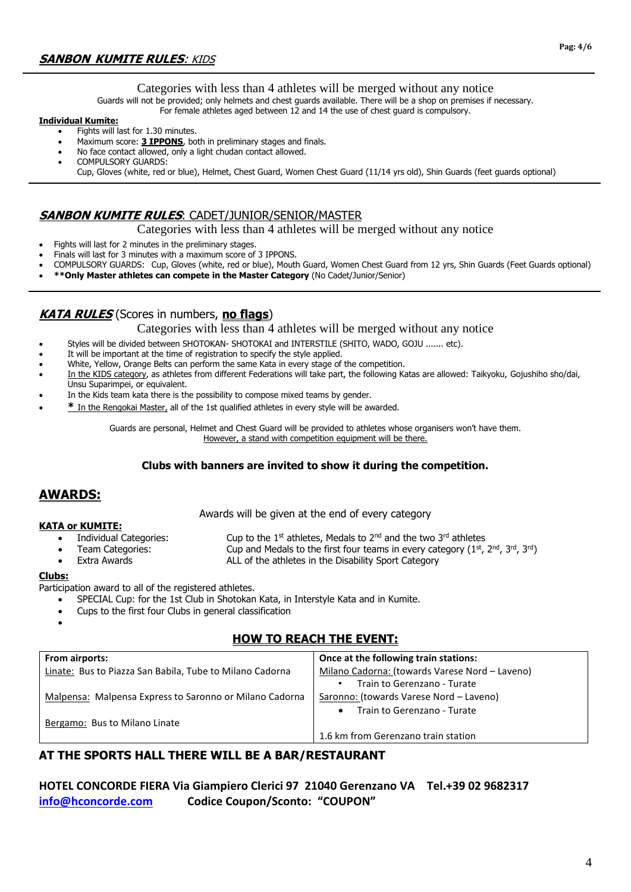## ***SANBON KUMITE RULES***: *KIDS*

Categories with less than 4 athletes will be merged without any notice

Guards will not be provided; only helmets and chest guards available. There will be a shop on premises if necessary.
For female athletes aged between 12 and 14 the use of chest guard is compulsory.

**Individual Kumite:**

- Fights will last for 1.30 minutes.
- Maximum score: **3 IPPONS**, both in preliminary stages and finals.
- No face contact allowed, only a light chudan contact allowed.
- COMPULSORY GUARDS:
  Cup, Gloves (white, red or blue), Helmet, Chest Guard, Women Chest Guard (11/14 yrs old), Shin Guards (feet guards optional)

## ***SANBON KUMITE RULES***: CADET/JUNIOR/SENIOR/MASTER

Categories with less than 4 athletes will be merged without any notice

- Fights will last for 2 minutes in the preliminary stages.
- Finals will last for 3 minutes with a maximum score of 3 IPPONS.
- COMPULSORY GUARDS: Cup, Gloves (white, red or blue), Mouth Guard, Women Chest Guard from 12 yrs, Shin Guards (Feet Guards optional)
- **\*\*Only Master athletes can compete in the Master Category** (No Cadet/Junior/Senior)

## ***KATA RULES*** (Scores in numbers, **no flags**)

Categories with less than 4 athletes will be merged without any notice

- Styles will be divided between SHOTOKAN- SHOTOKAI and INTERSTILE (SHITO, WADO, GOJU ....... etc).
- It will be important at the time of registration to specify the style applied.
- White, Yellow, Orange Belts can perform the same Kata in every stage of the competition.
- In the KIDS category, as athletes from different Federations will take part, the following Katas are allowed: Taikyoku, Gojushiho sho/dai, Unsu Suparimpei, or equivalent.
- In the Kids team kata there is the possibility to compose mixed teams by gender.
- **\*** In the Rengokai Master, all of the 1st qualified athletes in every style will be awarded.

Guards are personal, Helmet and Chest Guard will be provided to athletes whose organisers won't have them.
However, a stand with competition equipment will be there.

**Clubs with banners are invited to show it during the competition.**

## AWARDS:

Awards will be given at the end of every category

**KATA or KUMITE:**

- Individual Categories: Cup to the 1st athletes, Medals to 2nd and the two 3rd athletes
- Team Categories: Cup and Medals to the first four teams in every category (1st, 2nd, 3rd, 3rd)
- Extra Awards: ALL of the athletes in the Disability Sport Category

**Clubs:**

Participation award to all of the registered athletes.

- SPECIAL Cup: for the 1st Club in Shotokan Kata, in Interstyle Kata and in Kumite.
- Cups to the first four Clubs in general classification

## HOW TO REACH THE EVENT:

| From airports: | Once at the following train stations: |
|---|---|
| Linate: Bus to Piazza San Babila, Tube to Milano Cadorna | Milano Cadorna: (towards Varese Nord – Laveno)<br>• Train to Gerenzano - Turate |
| Malpensa: Malpensa Express to Saronno or Milano Cadorna | Saronno: (towards Varese Nord – Laveno)<br>• Train to Gerenzano - Turate |
| Bergamo: Bus to Milano Linate | 1.6 km from Gerenzano train station |

**AT THE SPORTS HALL THERE WILL BE A BAR/RESTAURANT**

**HOTEL CONCORDE FIERA Via Giampiero Clerici 97 21040 Gerenzano VA Tel.+39 02 9682317**
**info@hconcorde.com Codice Coupon/Sconto: "COUPON"**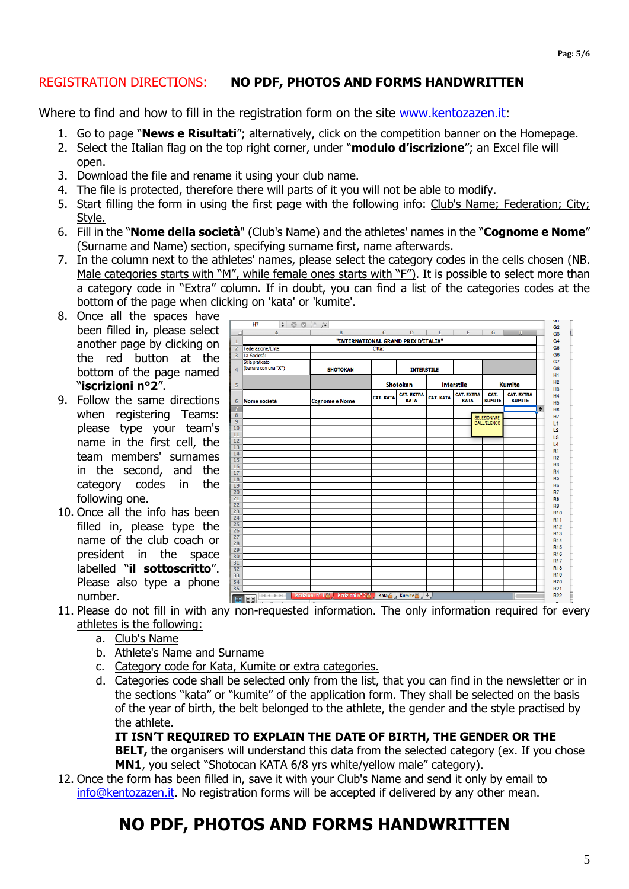**REGISTRATION DIRECTIONS: NO PDF, PHOTOS AND FORMS HANDWRITTEN**

Where to find and how to fill in the registration form on the site www.kentozazen.it:

1. Go to page "**News e Risultati**"; alternatively, click on the competition banner on the Homepage.
2. Select the Italian flag on the top right corner, under "**modulo d'iscrizione**"; an Excel file will open.
3. Download the file and rename it using your club name.
4. The file is protected, therefore there will parts of it you will not be able to modify.
5. Start filling the form in using the first page with the following info: Club's Name; Federation; City; Style.
6. Fill in the "**Nome della società**" (Club's Name) and the athletes' names in the "**Cognome e Nome**" (Surname and Name) section, specifying surname first, name afterwards.
7. In the column next to the athletes' names, please select the category codes in the cells chosen (NB. Male categories starts with "M", while female ones starts with "F"). It is possible to select more than a category code in "Extra" column. If in doubt, you can find a list of the categories codes at the bottom of the page when clicking on 'kata' or 'kumite'.
8. Once all the spaces have been filled in, please select another page by clicking on the red button at the bottom of the page named "**iscrizioni n°2**".
9. Follow the same directions when registering Teams: please type your team's name in the first cell, the team members' surnames in the second, and the category codes in the following one.
10. Once all the info has been filled in, please type the name of the club coach or president in the space labelled "**il sottoscritto**". Please also type a phone number.
11. Please do not fill in with any non-requested information. The only information required for every athletes is the following:
    a. Club's Name
    b. Athlete's Name and Surname
    c. Category code for Kata, Kumite or extra categories.
    d. Categories code shall be selected only from the list, that you can find in the newsletter or in the sections "kata" or "kumite" of the application form. They shall be selected on the basis of the year of birth, the belt belonged to the athlete, the gender and the style practised by the athlete.
       **IT ISN'T REQUIRED TO EXPLAIN THE DATE OF BIRTH, THE GENDER OR THE BELT,** the organisers will understand this data from the selected category (ex. If you chose **MN1**, you select "Shotocan KATA 6/8 yrs white/yellow male" category).
12. Once the form has been filled in, save it with your Club's Name and send it only by email to info@kentozazen.it. No registration forms will be accepted if delivered by any other mean.

## NO PDF, PHOTOS AND FORMS HANDWRITTEN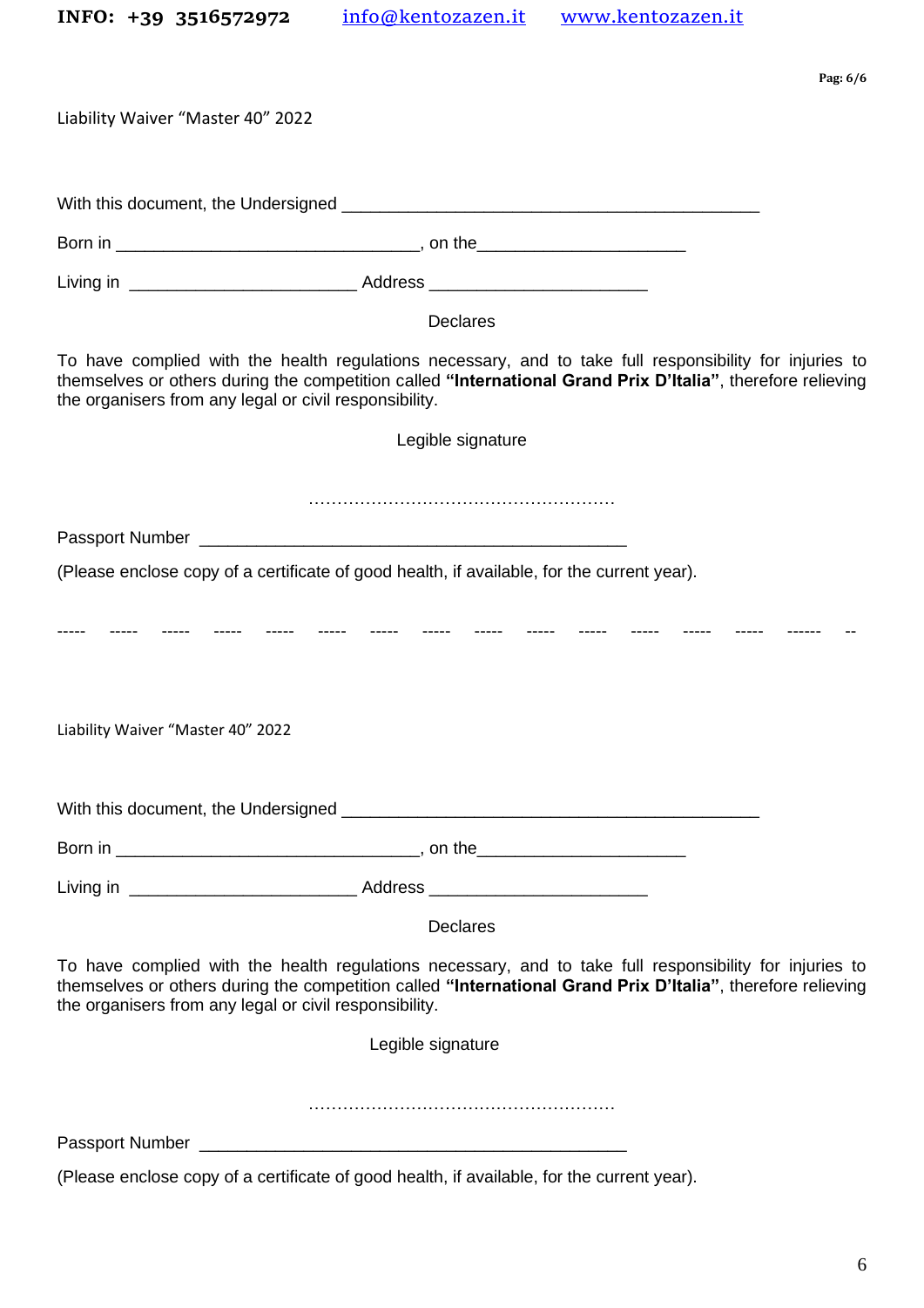Liability Waiver “Master 40” 2022

With this document, the Undersigned ____________________________________________

Born in ________________________________, on the______________________

Living in ________________________ Address ______________________

Declares

To have complied with the health regulations necessary, and to take full responsibility for injuries to themselves or others during the competition called **“International Grand Prix D’Italia”**, therefore relieving the organisers from any legal or civil responsibility.

Legible signature

……………………………………………….

Passport Number ____________________________________________

(Please enclose copy of a certificate of good health, if available, for the current year).

----- ----- ----- ----- ----- ----- ----- ----- ----- ----- ----- ----- ----- ----- ------ --

Liability Waiver “Master 40” 2022

With this document, the Undersigned ____________________________________________

Born in ________________________________, on the______________________

Living in ________________________ Address ______________________

Declares

To have complied with the health regulations necessary, and to take full responsibility for injuries to themselves or others during the competition called **“International Grand Prix D’Italia”**, therefore relieving the organisers from any legal or civil responsibility.

Legible signature

……………………………………………….

Passport Number ____________________________________________

(Please enclose copy of a certificate of good health, if available, for the current year).